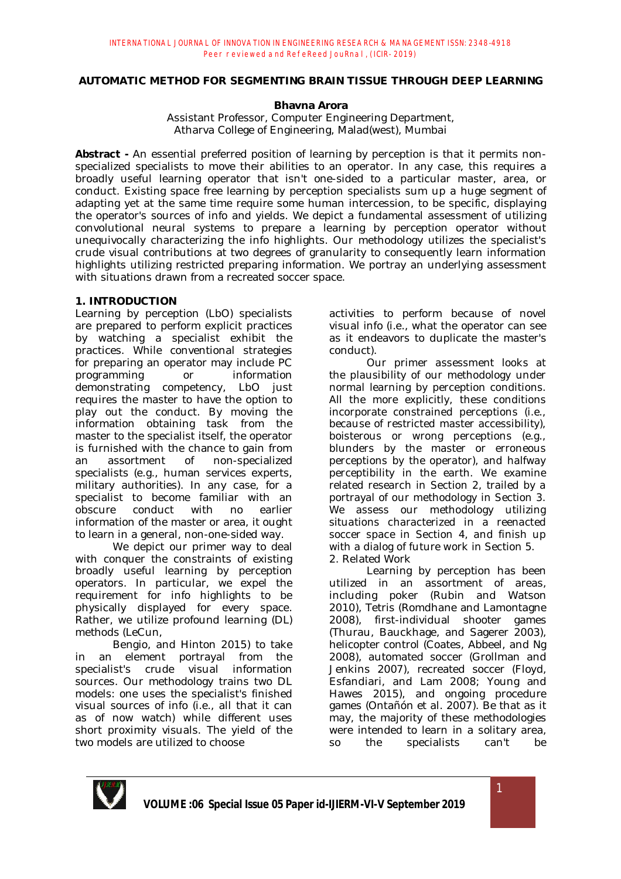## AUTOMATIC METHOD FOR SEGMENTING BRAIN TISSUE THROUGH DEEP LEARNING

**Bhavna Arora**

Assistant Professor, Computer Engineering Department,
Atharva College of Engineering, Malad(west), Mumbai

**Abstract -** An essential preferred position of learning by perception is that it permits non-specialized specialists to move their abilities to an operator. In any case, this requires a broadly useful learning operator that isn't one-sided to a particular master, area, or conduct. Existing space free learning by perception specialists sum up a huge segment of adapting yet at the same time require some human intercession, to be specific, displaying the operator's sources of info and yields. We depict a fundamental assessment of utilizing convolutional neural systems to prepare a learning by perception operator without unequivocally characterizing the info highlights. Our methodology utilizes the specialist's crude visual contributions at two degrees of granularity to consequently learn information highlights utilizing restricted preparing information. We portray an underlying assessment with situations drawn from a recreated soccer space.

### 1. INTRODUCTION

Learning by perception (LbO) specialists are prepared to perform explicit practices by watching a specialist exhibit the practices. While conventional strategies for preparing an operator may include PC programming or information demonstrating competency, LbO just requires the master to have the option to play out the conduct. By moving the information obtaining task from the master to the specialist itself, the operator is furnished with the chance to gain from an assortment of non-specialized specialists (e.g., human services experts, military authorities). In any case, for a specialist to become familiar with an obscure conduct with no earlier information of the master or area, it ought to learn in a general, non-one-sided way.

We depict our primer way to deal with conquer the constraints of existing broadly useful learning by perception operators. In particular, we expel the requirement for info highlights to be physically displayed for every space. Rather, we utilize profound learning (DL) methods (LeCun,

Bengio, and Hinton 2015) to take in an element portrayal from the specialist's crude visual information sources. Our methodology trains two DL models: one uses the specialist's finished visual sources of info (i.e., all that it can as of now watch) while different uses short proximity visuals. The yield of the two models are utilized to choose activities to perform because of novel visual info (i.e., what the operator can see as it endeavors to duplicate the master's conduct).

Our primer assessment looks at the plausibility of our methodology under normal learning by perception conditions. All the more explicitly, these conditions incorporate constrained perceptions (i.e., because of restricted master accessibility), boisterous or wrong perceptions (e.g., blunders by the master or erroneous perceptions by the operator), and halfway perceptibility in the earth. We examine related research in Section 2, trailed by a portrayal of our methodology in Section 3. We assess our methodology utilizing situations characterized in a reenacted soccer space in Section 4, and finish up with a dialog of future work in Section 5.

### 2. Related Work

Learning by perception has been utilized in an assortment of areas, including poker (Rubin and Watson 2010), Tetris (Romdhane and Lamontagne 2008), first-individual shooter games (Thurau, Bauckhage, and Sagerer 2003), helicopter control (Coates, Abbeel, and Ng 2008), automated soccer (Grollman and Jenkins 2007), recreated soccer (Floyd, Esfandiari, and Lam 2008; Young and Hawes 2015), and ongoing procedure games (Ontañón et al. 2007). Be that as it may, the majority of these methodologies were intended to learn in a solitary area, so the specialists can't be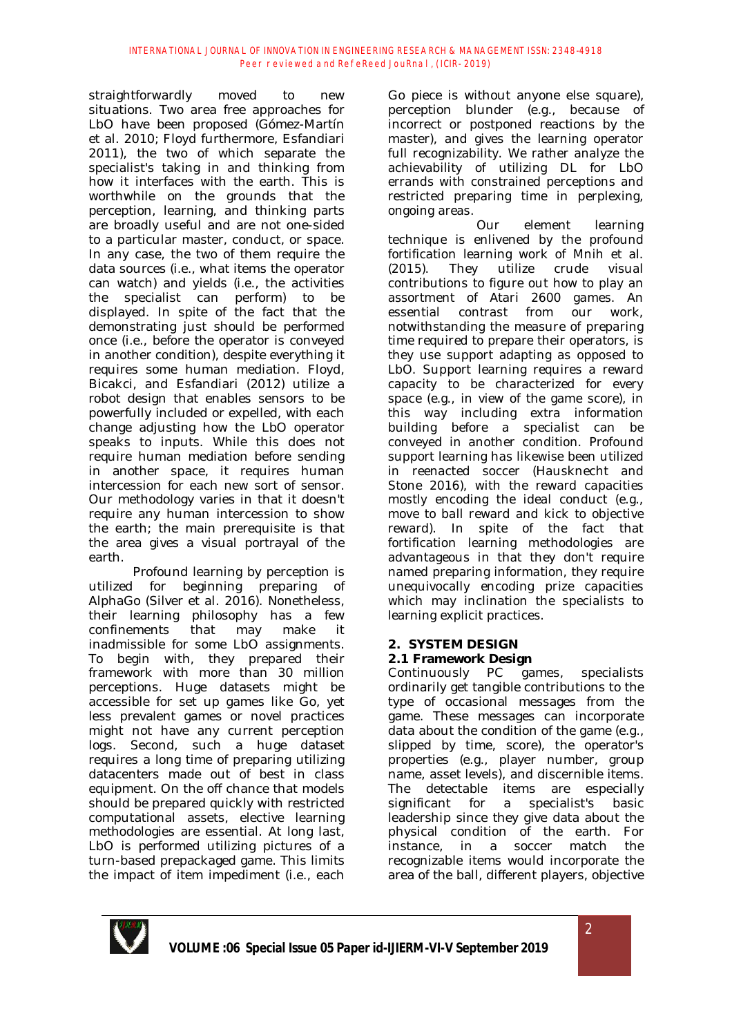straightforwardly moved to new situations. Two area free approaches for LbO have been proposed (Gómez-Martín et al. 2010; Floyd furthermore, Esfandiari 2011), the two of which separate the specialist's taking in and thinking from how it interfaces with the earth. This is worthwhile on the grounds that the perception, learning, and thinking parts are broadly useful and are not one-sided to a particular master, conduct, or space. In any case, the two of them require the data sources (i.e., what items the operator can watch) and yields (i.e., the activities the specialist can perform) to be displayed. In spite of the fact that the demonstrating just should be performed once (i.e., before the operator is conveyed in another condition), despite everything it requires some human mediation. Floyd, Bicakci, and Esfandiari (2012) utilize a robot design that enables sensors to be powerfully included or expelled, with each change adjusting how the LbO operator speaks to inputs. While this does not require human mediation before sending in another space, it requires human intercession for each new sort of sensor. Our methodology varies in that it doesn't require any human intercession to show the earth; the main prerequisite is that the area gives a visual portrayal of the earth.

Profound learning by perception is utilized for beginning preparing of AlphaGo (Silver et al. 2016). Nonetheless, their learning philosophy has a few confinements that may make it inadmissible for some LbO assignments. To begin with, they prepared their framework with more than 30 million perceptions. Huge datasets might be accessible for set up games like Go, yet less prevalent games or novel practices might not have any current perception logs. Second, such a huge dataset requires a long time of preparing utilizing datacenters made out of best in class equipment. On the off chance that models should be prepared quickly with restricted computational assets, elective learning methodologies are essential. At long last, LbO is performed utilizing pictures of a turn-based prepackaged game. This limits the impact of item impediment (i.e., each Go piece is without anyone else square), perception blunder (e.g., because of incorrect or postponed reactions by the master), and gives the learning operator full recognizability. We rather analyze the achievability of utilizing DL for LbO errands with constrained perceptions and restricted preparing time in perplexing, ongoing areas.

Our element learning technique is enlivened by the profound fortification learning work of Mnih et al. (2015). They utilize crude visual contributions to figure out how to play an assortment of Atari 2600 games. An essential contrast from our work, notwithstanding the measure of preparing time required to prepare their operators, is they use support adapting as opposed to LbO. Support learning requires a reward capacity to be characterized for every space (e.g., in view of the game score), in this way including extra information building before a specialist can be conveyed in another condition. Profound support learning has likewise been utilized in reenacted soccer (Hausknecht and Stone 2016), with the reward capacities mostly encoding the ideal conduct (e.g., move to ball reward and kick to objective reward). In spite of the fact that fortification learning methodologies are advantageous in that they don't require named preparing information, they require unequivocally encoding prize capacities which may inclination the specialists to learning explicit practices.

## 2. SYSTEM DESIGN

### 2.1 Framework Design

Continuously PC games, specialists ordinarily get tangible contributions to the type of occasional messages from the game. These messages can incorporate data about the condition of the game (e.g., slipped by time, score), the operator's properties (e.g., player number, group name, asset levels), and discernible items. The detectable items are especially significant for a specialist's basic leadership since they give data about the physical condition of the earth. For instance, in a soccer match the recognizable items would incorporate the area of the ball, different players, objective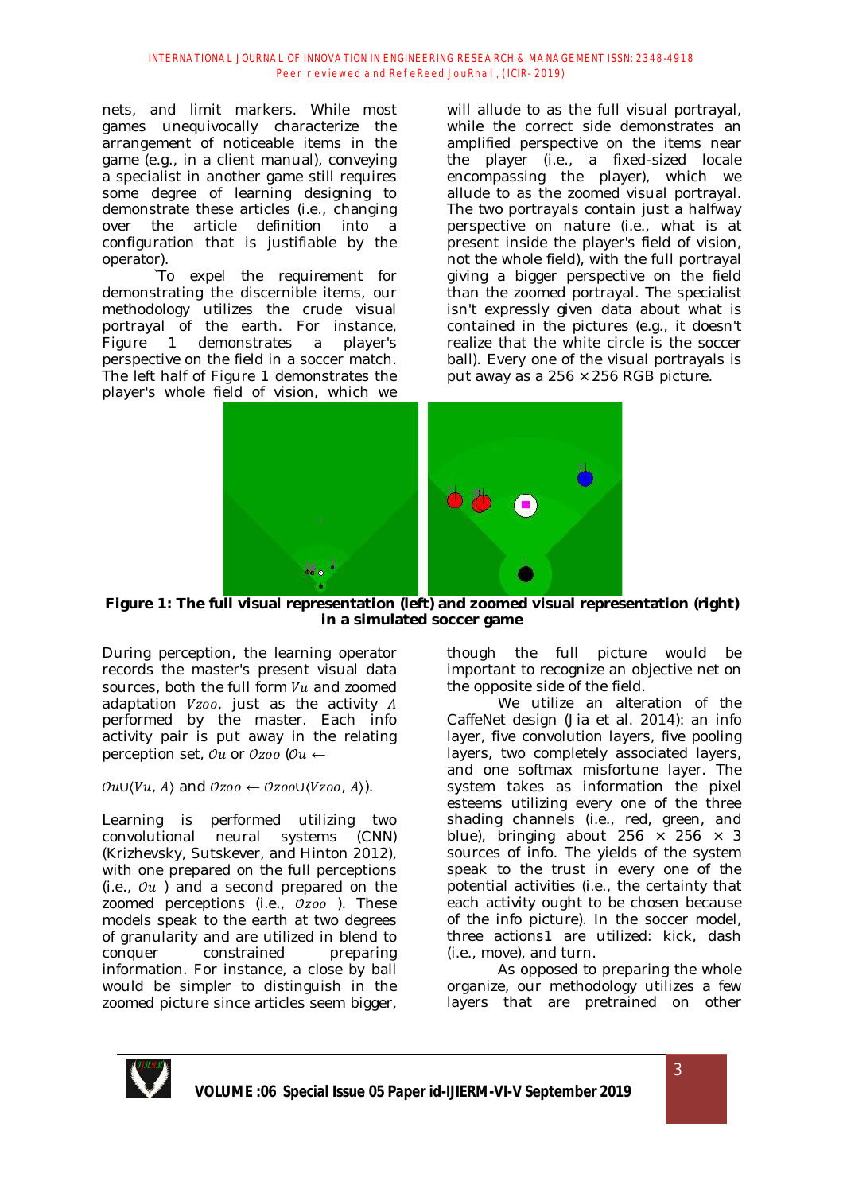nets, and limit markers. While most games unequivocally characterize the arrangement of noticeable items in the game (e.g., in a client manual), conveying a specialist in another game still requires some degree of learning designing to demonstrate these articles (i.e., changing over the article definition into a configuration that is justifiable by the operator).

`To expel the requirement for demonstrating the discernible items, our methodology utilizes the crude visual portrayal of the earth. For instance, Figure 1 demonstrates a player's perspective on the field in a soccer match. The left half of Figure 1 demonstrates the player's whole field of vision, which we will allude to as the full visual portrayal, while the correct side demonstrates an amplified perspective on the items near the player (i.e., a fixed-sized locale encompassing the player), which we allude to as the zoomed visual portrayal. The two portrayals contain just a halfway perspective on nature (i.e., what is at present inside the player's field of vision, not the whole field), with the full portrayal giving a bigger perspective on the field than the zoomed portrayal. The specialist isn't expressly given data about what is contained in the pictures (e.g., it doesn't realize that the white circle is the soccer ball). Every one of the visual portrayals is put away as a 256 × 256 RGB picture.

**Figure 1: The full visual representation (left) and zoomed visual representation (right) in a simulated soccer game**

During perception, the learning operator records the master's present visual data sources, both the full form $Vu$ and zoomed adaptation $Vzoo$, just as the activity $A$ performed by the master. Each info activity pair is put away in the relating perception set, $Ou$ or $Ozoo$ ($Ou \leftarrow$

$Ou \cup \langle Vu, A \rangle$ and $Ozoo \leftarrow Ozoo \cup \langle Vzoo, A \rangle$).

Learning is performed utilizing two convolutional neural systems (CNN) (Krizhevsky, Sutskever, and Hinton 2012), with one prepared on the full perceptions (i.e., $Ou$ ) and a second prepared on the zoomed perceptions (i.e., $Ozoo$ ). These models speak to the earth at two degrees of granularity and are utilized in blend to conquer constrained preparing information. For instance, a close by ball would be simpler to distinguish in the zoomed picture since articles seem bigger, though the full picture would be important to recognize an objective net on the opposite side of the field.

We utilize an alteration of the CaffeNet design (Jia et al. 2014): an info layer, five convolution layers, five pooling layers, two completely associated layers, and one softmax misfortune layer. The system takes as information the pixel esteems utilizing every one of the three shading channels (i.e., red, green, and blue), bringing about 256 × 256 × 3 sources of info. The yields of the system speak to the trust in every one of the potential activities (i.e., the certainty that each activity ought to be chosen because of the info picture). In the soccer model, three actions1 are utilized: kick, dash (i.e., move), and turn.

As opposed to preparing the whole organize, our methodology utilizes a few layers that are pretrained on other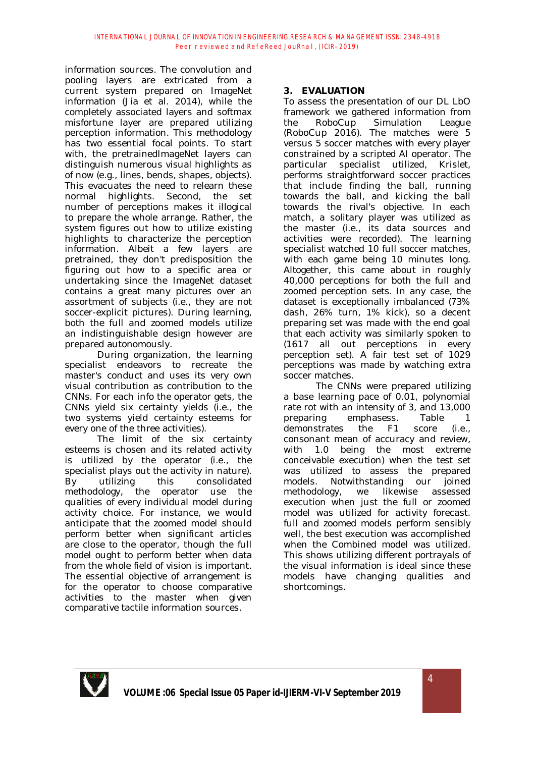information sources. The convolution and pooling layers are extricated from a current system prepared on ImageNet information (Jia et al. 2014), while the completely associated layers and softmax misfortune layer are prepared utilizing perception information. This methodology has two essential focal points. To start with, the pretrainedImageNet layers can distinguish numerous visual highlights as of now (e.g., lines, bends, shapes, objects). This evacuates the need to relearn these normal highlights. Second, the set number of perceptions makes it illogical to prepare the whole arrange. Rather, the system figures out how to utilize existing highlights to characterize the perception information. Albeit a few layers are pretrained, they don't predisposition the figuring out how to a specific area or undertaking since the ImageNet dataset contains a great many pictures over an assortment of subjects (i.e., they are not soccer-explicit pictures). During learning, both the full and zoomed models utilize an indistinguishable design however are prepared autonomously.

During organization, the learning specialist endeavors to recreate the master's conduct and uses its very own visual contribution as contribution to the CNNs. For each info the operator gets, the CNNs yield six certainty yields (i.e., the two systems yield certainty esteems for every one of the three activities).

The limit of the six certainty esteems is chosen and its related activity is utilized by the operator (i.e., the specialist plays out the activity in nature). By utilizing this consolidated methodology, the operator use the qualities of every individual model during activity choice. For instance, we would anticipate that the zoomed model should perform better when significant articles are close to the operator, though the full model ought to perform better when data from the whole field of vision is important. The essential objective of arrangement is for the operator to choose comparative activities to the master when given comparative tactile information sources.

## 3. EVALUATION

To assess the presentation of our DL LbO framework we gathered information from the RoboCup Simulation League (RoboCup 2016). The matches were 5 versus 5 soccer matches with every player constrained by a scripted AI operator. The particular specialist utilized, Krislet, performs straightforward soccer practices that include finding the ball, running towards the ball, and kicking the ball towards the rival's objective. In each match, a solitary player was utilized as the master (i.e., its data sources and activities were recorded). The learning specialist watched 10 full soccer matches, with each game being 10 minutes long. Altogether, this came about in roughly 40,000 perceptions for both the full and zoomed perception sets. In any case, the dataset is exceptionally imbalanced (73% dash, 26% turn, 1% kick), so a decent preparing set was made with the end goal that each activity was similarly spoken to (1617 all out perceptions in every perception set). A fair test set of 1029 perceptions was made by watching extra soccer matches.

The CNNs were prepared utilizing a base learning pace of 0.01, polynomial rate rot with an intensity of 3, and 13,000 preparing emphasess. Table 1 demonstrates the F1 score (i.e., consonant mean of accuracy and review, with 1.0 being the most extreme conceivable execution) when the test set was utilized to assess the prepared models. Notwithstanding our joined methodology, we likewise assessed execution when just the full or zoomed model was utilized for activity forecast. full and zoomed models perform sensibly well, the best execution was accomplished when the Combined model was utilized. This shows utilizing different portrayals of the visual information is ideal since these models have changing qualities and shortcomings.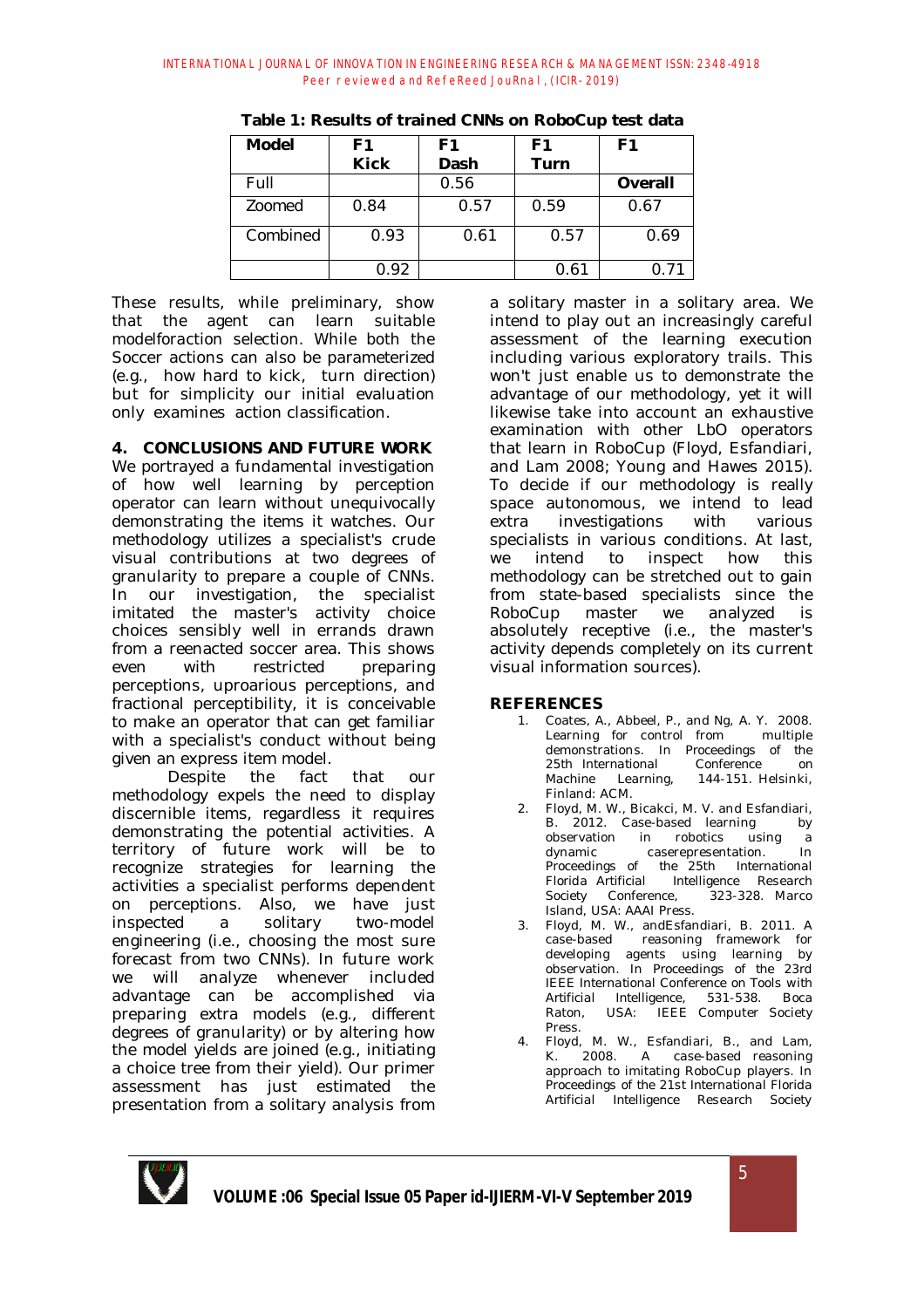**Table 1: Results of trained CNNs on RoboCup test data**

| Model | F1 Kick | F1 Dash | F1 Turn | F1 |
|---|---|---|---|---|
| Full | | 0.56 | | **Overall** |
| Zoomed | 0.84 | 0.57 | 0.59 | 0.67 |
| Combined | 0.93 | 0.61 | 0.57 | 0.69 |
| | 0.92 | | 0.61 | 0.71 |

These results, while preliminary, show that the agent can learn suitable modelforaction selection. While both the Soccer actions can also be parameterized (e.g., how hard to kick, turn direction) but for simplicity our initial evaluation only examines action classification.

## 4. CONCLUSIONS AND FUTURE WORK

We portrayed a fundamental investigation of how well learning by perception operator can learn without unequivocally demonstrating the items it watches. Our methodology utilizes a specialist's crude visual contributions at two degrees of granularity to prepare a couple of CNNs. In our investigation, the specialist imitated the master's activity choice choices sensibly well in errands drawn from a reenacted soccer area. This shows even with restricted preparing perceptions, uproarious perceptions, and fractional perceptibility, it is conceivable to make an operator that can get familiar with a specialist's conduct without being given an express item model.

Despite the fact that our methodology expels the need to display discernible items, regardless it requires demonstrating the potential activities. A territory of future work will be to recognize strategies for learning the activities a specialist performs dependent on perceptions. Also, we have just inspected a solitary two-model engineering (i.e., choosing the most sure forecast from two CNNs). In future work we will analyze whenever included advantage can be accomplished via preparing extra models (e.g., different degrees of granularity) or by altering how the model yields are joined (e.g., initiating a choice tree from their yield). Our primer assessment has just estimated the presentation from a solitary analysis from a solitary master in a solitary area. We intend to play out an increasingly careful assessment of the learning execution including various exploratory trails. This won't just enable us to demonstrate the advantage of our methodology, yet it will likewise take into account an exhaustive examination with other LbO operators that learn in RoboCup (Floyd, Esfandiari, and Lam 2008; Young and Hawes 2015). To decide if our methodology is really space autonomous, we intend to lead extra investigations with various specialists in various conditions. At last, we intend to inspect how this methodology can be stretched out to gain from state-based specialists since the RoboCup master we analyzed is absolutely receptive (i.e., the master's activity depends completely on its current visual information sources).

## REFERENCES

1. Coates, A., Abbeel, P., and Ng, A. Y. 2008. Learning for control from multiple demonstrations. In Proceedings of the 25th International Conference on Machine Learning, 144-151. Helsinki, Finland: ACM.
2. Floyd, M. W., Bicakci, M. V. and Esfandiari, B. 2012. Case-based learning by observation in robotics using a dynamic caserepresentation. In Proceedings of the 25th International Florida Artificial Intelligence Research Society Conference, 323-328. Marco Island, USA: AAAI Press.
3. Floyd, M. W., andEsfandiari, B. 2011. A case-based reasoning framework for developing agents using learning by observation. In Proceedings of the 23rd IEEE International Conference on Tools with Artificial Intelligence, 531-538. Boca Raton, USA: IEEE Computer Society Press.
4. Floyd, M. W., Esfandiari, B., and Lam, K. 2008. A case-based reasoning approach to imitating RoboCup players. In Proceedings of the 21st International Florida Artificial Intelligence Research Society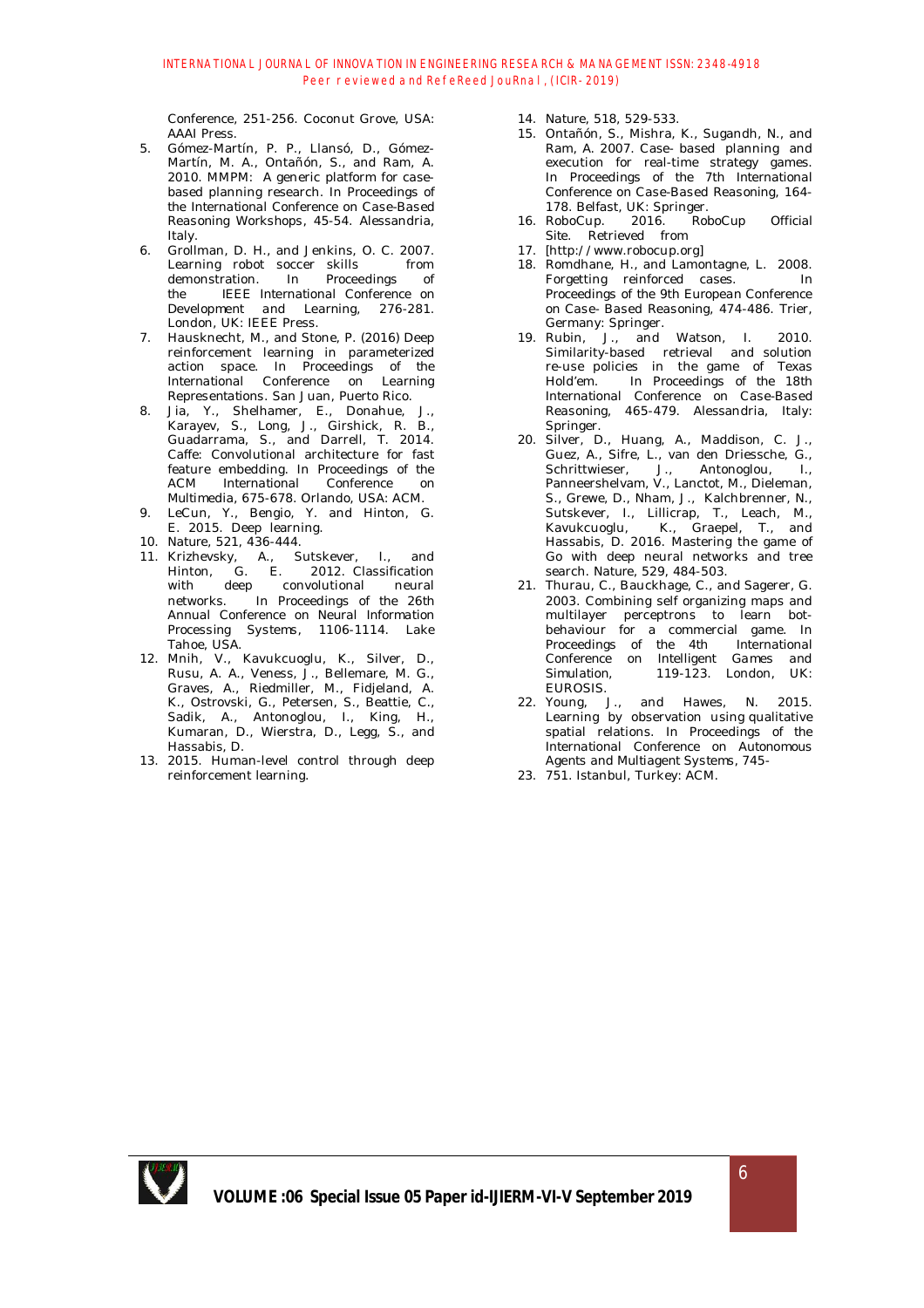Conference, 251-256. Coconut Grove, USA: AAAI Press.

5. Gómez-Martín, P. P., Llansó, D., Gómez-Martín, M. A., Ontañón, S., and Ram, A. 2010. MMPM: A generic platform for case-based planning research. In Proceedings of the International Conference on Case-Based Reasoning Workshops, 45-54. Alessandria, Italy.
6. Grollman, D. H., and Jenkins, O. C. 2007. Learning robot soccer skills from demonstration. In Proceedings of the IEEE International Conference on Development and Learning, 276-281. London, UK: IEEE Press.
7. Hausknecht, M., and Stone, P. (2016) Deep reinforcement learning in parameterized action space. In Proceedings of the International Conference on Learning Representations. San Juan, Puerto Rico.
8. Jia, Y., Shelhamer, E., Donahue, J., Karayev, S., Long, J., Girshick, R. B., Guadarrama, S., and Darrell, T. 2014. Caffe: Convolutional architecture for fast feature embedding. In Proceedings of the ACM International Conference on Multimedia, 675-678. Orlando, USA: ACM.
9. LeCun, Y., Bengio, Y. and Hinton, G. E. 2015. Deep learning.
10. Nature, 521, 436-444.
11. Krizhevsky, A., Sutskever, I., and Hinton, G. E. 2012. Classification with deep convolutional neural networks. In Proceedings of the 26th Annual Conference on Neural Information Processing Systems, 1106-1114. Lake Tahoe, USA.
12. Mnih, V., Kavukcuoglu, K., Silver, D., Rusu, A. A., Veness, J., Bellemare, M. G., Graves, A., Riedmiller, M., Fidjeland, A. K., Ostrovski, G., Petersen, S., Beattie, C., Sadik, A., Antonoglou, I., King, H., Kumaran, D., Wierstra, D., Legg, S., and Hassabis, D.
13. 2015. Human-level control through deep reinforcement learning.
14. Nature, 518, 529-533.
15. Ontañón, S., Mishra, K., Sugandh, N., and Ram, A. 2007. Case- based planning and execution for real-time strategy games. In Proceedings of the 7th International Conference on Case-Based Reasoning, 164-178. Belfast, UK: Springer.
16. RoboCup. 2016. RoboCup Official Site. Retrieved from
17. [http://www.robocup.org]
18. Romdhane, H., and Lamontagne, L. 2008. Forgetting reinforced cases. In Proceedings of the 9th European Conference on Case- Based Reasoning, 474-486. Trier, Germany: Springer.
19. Rubin, J., and Watson, I. 2010. Similarity-based retrieval and solution re-use policies in the game of Texas Hold'em. In Proceedings of the 18th International Conference on Case-Based Reasoning, 465-479. Alessandria, Italy: Springer.
20. Silver, D., Huang, A., Maddison, C. J., Guez, A., Sifre, L., van den Driessche, G., Schrittwieser, J., Antonoglou, I., Panneershelvam, V., Lanctot, M., Dieleman, S., Grewe, D., Nham, J., Kalchbrenner, N., Sutskever, I., Lillicrap, T., Leach, M., Kavukcuoglu, K., Graepel, T., and Hassabis, D. 2016. Mastering the game of Go with deep neural networks and tree search. Nature, 529, 484-503.
21. Thurau, C., Bauckhage, C., and Sagerer, G. 2003. Combining self organizing maps and multilayer perceptrons to learn bot-behaviour for a commercial game. In Proceedings of the 4th International Conference on Intelligent Games and Simulation, 119-123. London, UK: EUROSIS.
22. Young, J., and Hawes, N. 2015. Learning by observation using qualitative spatial relations. In Proceedings of the International Conference on Autonomous Agents and Multiagent Systems, 745-
23. 751. Istanbul, Turkey: ACM.